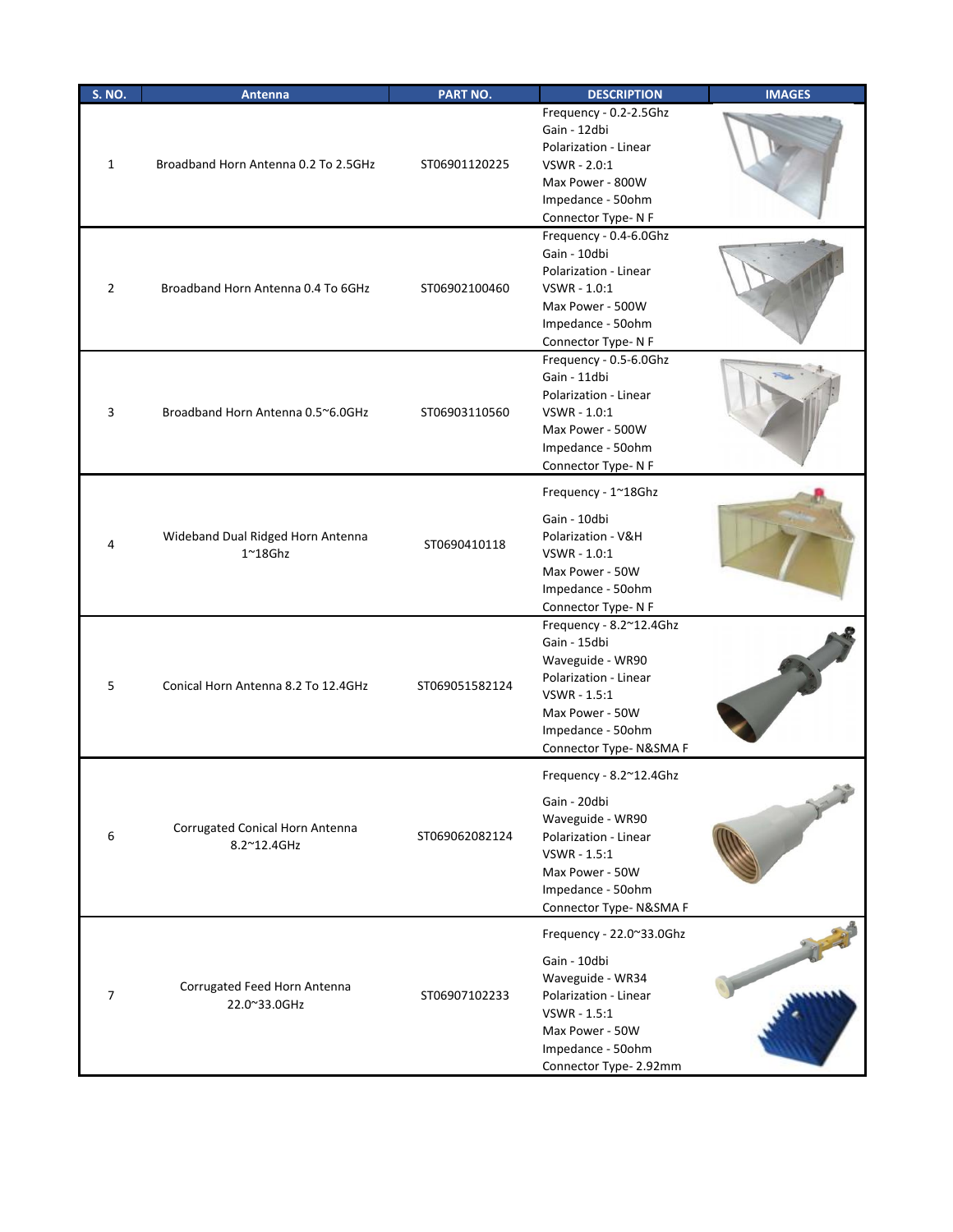| S. NO. | Antenna | PART NO. | DESCRIPTION | IMAGES |
|---|---|---|---|---|
| 1 | Broadband Horn Antenna 0.2 To 2.5GHz | ST06901120225 | Frequency - 0.2-2.5Ghz<br>Gain - 12dbi<br>Polarization - Linear<br>VSWR - 2.0:1<br>Max Power - 800W<br>Impedance - 50ohm<br>Connector Type- N F | |
| 2 | Broadband Horn Antenna 0.4 To 6GHz | ST06902100460 | Frequency - 0.4-6.0Ghz<br>Gain - 10dbi<br>Polarization - Linear<br>VSWR - 1.0:1<br>Max Power - 500W<br>Impedance - 50ohm<br>Connector Type- N F | |
| 3 | Broadband Horn Antenna 0.5~6.0GHz | ST06903110560 | Frequency - 0.5-6.0Ghz<br>Gain - 11dbi<br>Polarization - Linear<br>VSWR - 1.0:1<br>Max Power - 500W<br>Impedance - 50ohm<br>Connector Type- N F | |
| 4 | Wideband Dual Ridged Horn Antenna 1~18Ghz | ST0690410118 | Frequency - 1~18Ghz<br>Gain - 10dbi<br>Polarization - V&H<br>VSWR - 1.0:1<br>Max Power - 50W<br>Impedance - 50ohm<br>Connector Type- N F | |
| 5 | Conical Horn Antenna 8.2 To 12.4GHz | ST069051582124 | Frequency - 8.2~12.4Ghz<br>Gain - 15dbi<br>Waveguide - WR90<br>Polarization - Linear<br>VSWR - 1.5:1<br>Max Power - 50W<br>Impedance - 50ohm<br>Connector Type- N&SMA F | |
| 6 | Corrugated Conical Horn Antenna 8.2~12.4GHz | ST069062082124 | Frequency - 8.2~12.4Ghz<br>Gain - 20dbi<br>Waveguide - WR90<br>Polarization - Linear<br>VSWR - 1.5:1<br>Max Power - 50W<br>Impedance - 50ohm<br>Connector Type- N&SMA F | |
| 7 | Corrugated Feed Horn Antenna 22.0~33.0GHz | ST06907102233 | Frequency - 22.0~33.0Ghz<br>Gain - 10dbi<br>Waveguide - WR34<br>Polarization - Linear<br>VSWR - 1.5:1<br>Max Power - 50W<br>Impedance - 50ohm<br>Connector Type- 2.92mm | |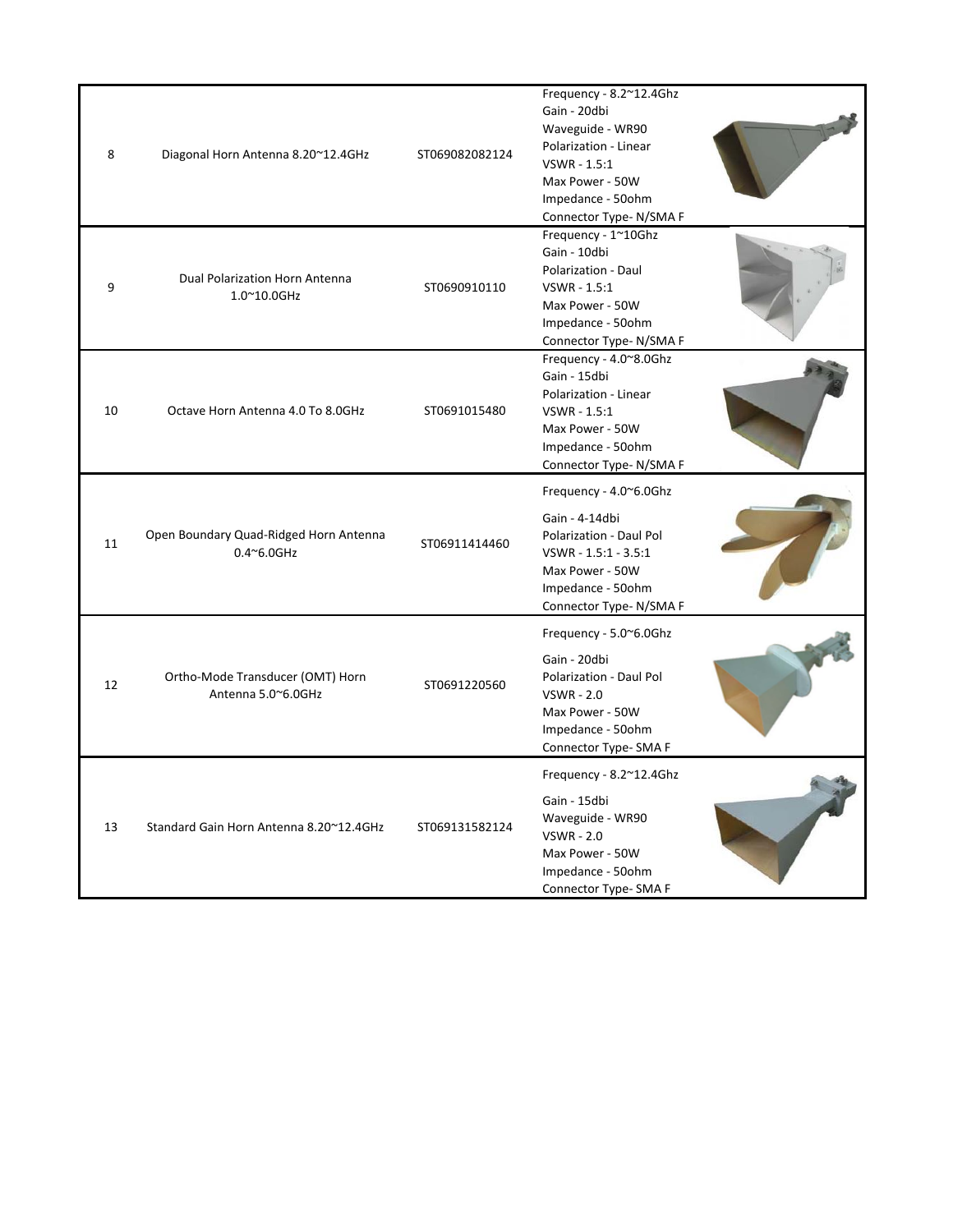| | | | | |
|---|---|---|---|---|
| 8 | Diagonal Horn Antenna 8.20~12.4GHz | ST069082082124 | Frequency - 8.2~12.4Ghz<br>Gain - 20dbi<br>Waveguide - WR90<br>Polarization - Linear<br>VSWR - 1.5:1<br>Max Power - 50W<br>Impedance - 50ohm<br>Connector Type- N/SMA F | |
| 9 | Dual Polarization Horn Antenna 1.0~10.0GHz | ST0690910110 | Frequency - 1~10Ghz<br>Gain - 10dbi<br>Polarization - Daul<br>VSWR - 1.5:1<br>Max Power - 50W<br>Impedance - 50ohm<br>Connector Type- N/SMA F | |
| 10 | Octave Horn Antenna 4.0 To 8.0GHz | ST0691015480 | Frequency - 4.0~8.0Ghz<br>Gain - 15dbi<br>Polarization - Linear<br>VSWR - 1.5:1<br>Max Power - 50W<br>Impedance - 50ohm<br>Connector Type- N/SMA F | |
| 11 | Open Boundary Quad-Ridged Horn Antenna 0.4~6.0GHz | ST06911414460 | Frequency - 4.0~6.0Ghz<br>Gain - 4-14dbi<br>Polarization - Daul Pol<br>VSWR - 1.5:1 - 3.5:1<br>Max Power - 50W<br>Impedance - 50ohm<br>Connector Type- N/SMA F | |
| 12 | Ortho-Mode Transducer (OMT) Horn Antenna 5.0~6.0GHz | ST0691220560 | Frequency - 5.0~6.0Ghz<br>Gain - 20dbi<br>Polarization - Daul Pol<br>VSWR - 2.0<br>Max Power - 50W<br>Impedance - 50ohm<br>Connector Type- SMA F | |
| 13 | Standard Gain Horn Antenna 8.20~12.4GHz | ST069131582124 | Frequency - 8.2~12.4Ghz<br>Gain - 15dbi<br>Waveguide - WR90<br>VSWR - 2.0<br>Max Power - 50W<br>Impedance - 50ohm<br>Connector Type- SMA F | |